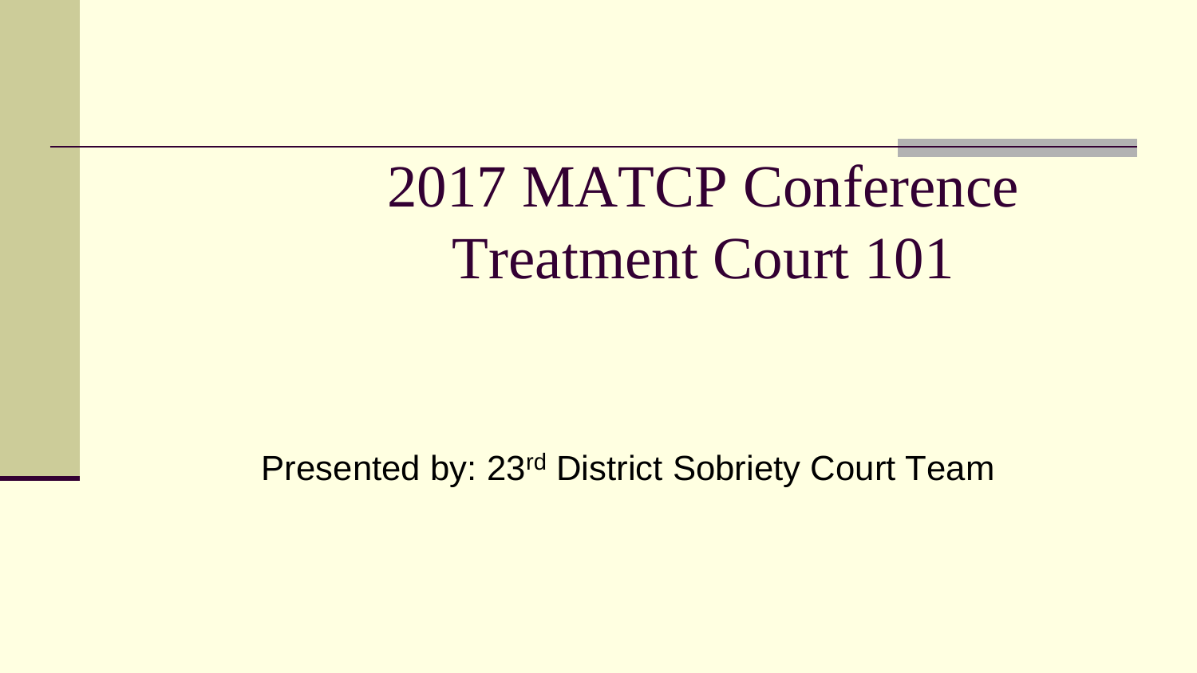# 2017 MATCP Conference Treatment Court 101

Presented by: 23rd District Sobriety Court Team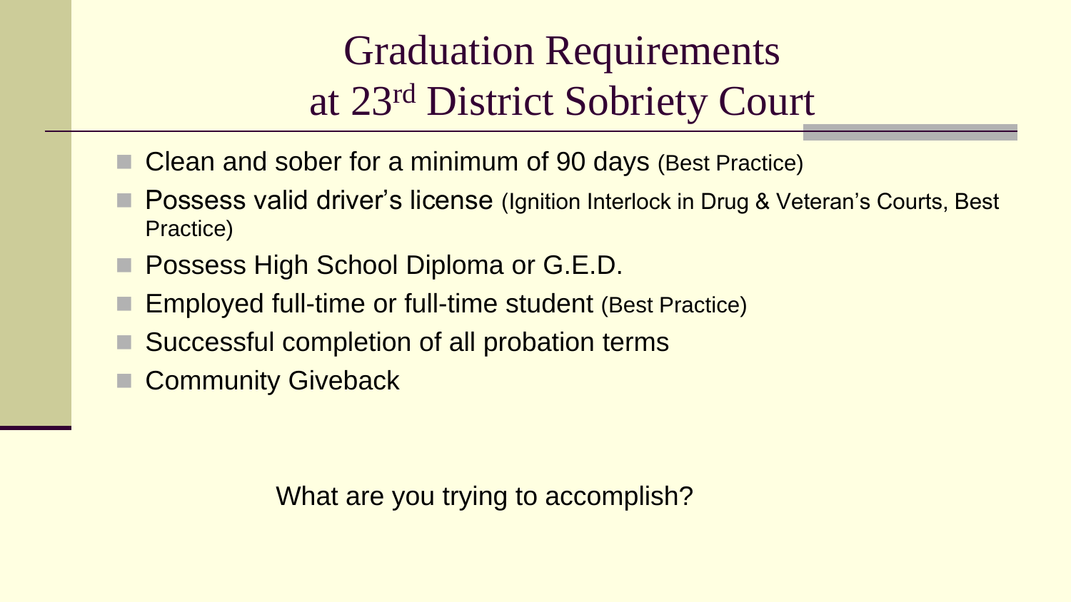# Graduation Requirements at 23rd District Sobriety Court

- Clean and sober for a minimum of 90 days (Best Practice)
- Possess valid driver's license (Ignition Interlock in Drug & Veteran's Courts, Best Practice)
- Possess High School Diploma or G.E.D.
- Employed full-time or full-time student (Best Practice)
- Successful completion of all probation terms
- Community Giveback

What are you trying to accomplish?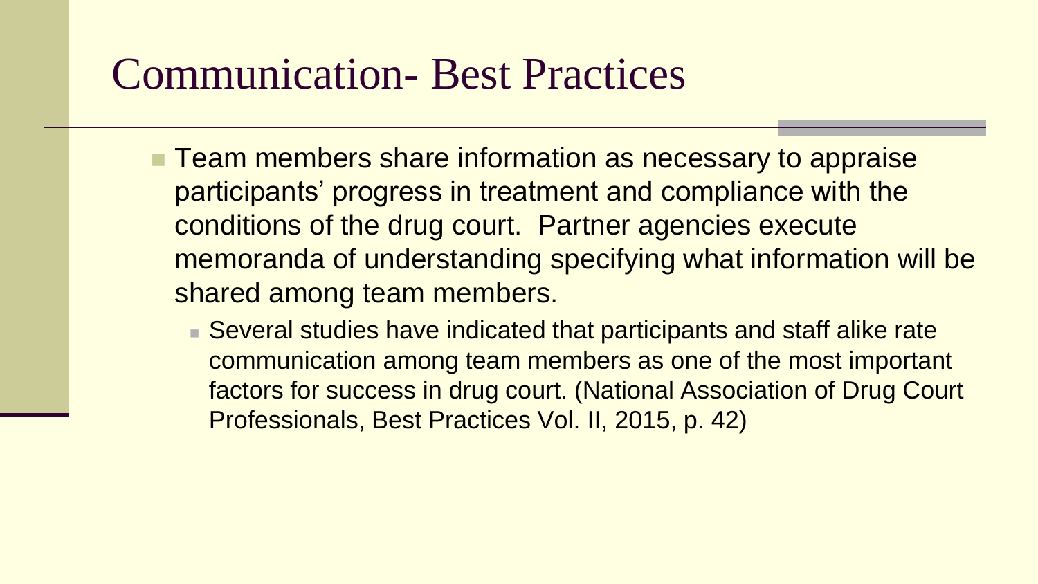# Communication- Best Practices

- Team members share information as necessary to appraise participants' progress in treatment and compliance with the conditions of the drug court. Partner agencies execute memoranda of understanding specifying what information will be shared among team members.
  - Several studies have indicated that participants and staff alike rate communication among team members as one of the most important factors for success in drug court. (National Association of Drug Court Professionals, Best Practices Vol. II, 2015, p. 42)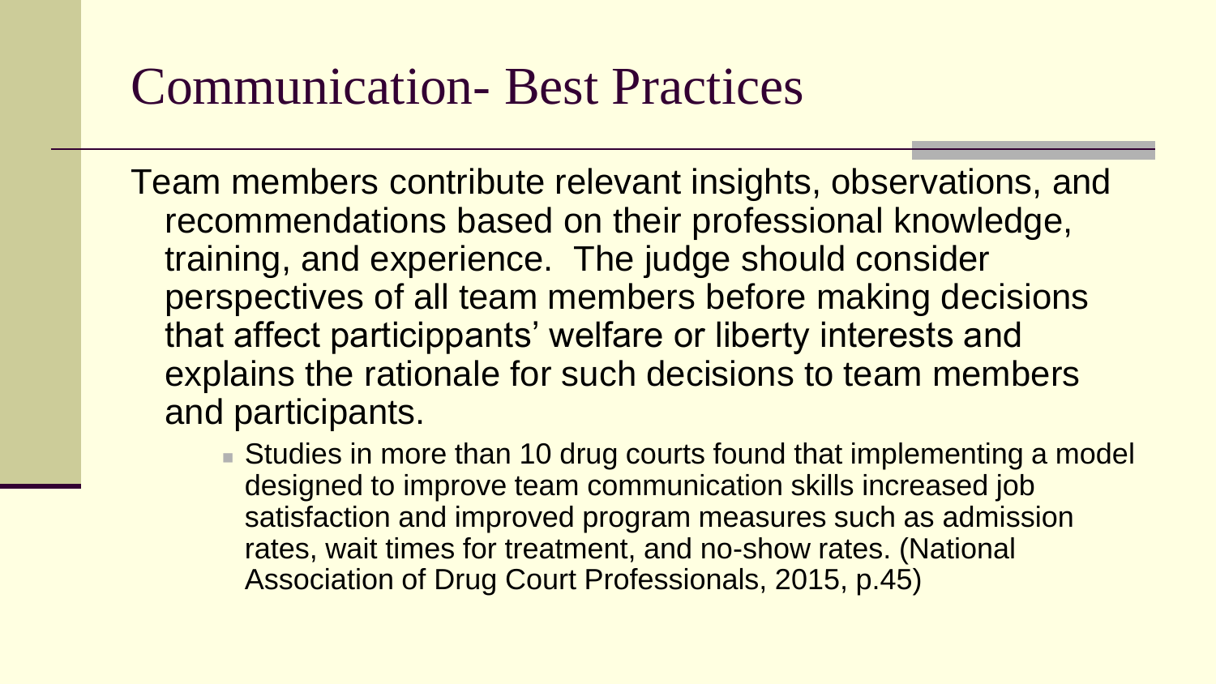# Communication- Best Practices

Team members contribute relevant insights, observations, and recommendations based on their professional knowledge, training, and experience. The judge should consider perspectives of all team members before making decisions that affect particippants' welfare or liberty interests and explains the rationale for such decisions to team members and participants.

- Studies in more than 10 drug courts found that implementing a model designed to improve team communication skills increased job satisfaction and improved program measures such as admission rates, wait times for treatment, and no-show rates. (National Association of Drug Court Professionals, 2015, p.45)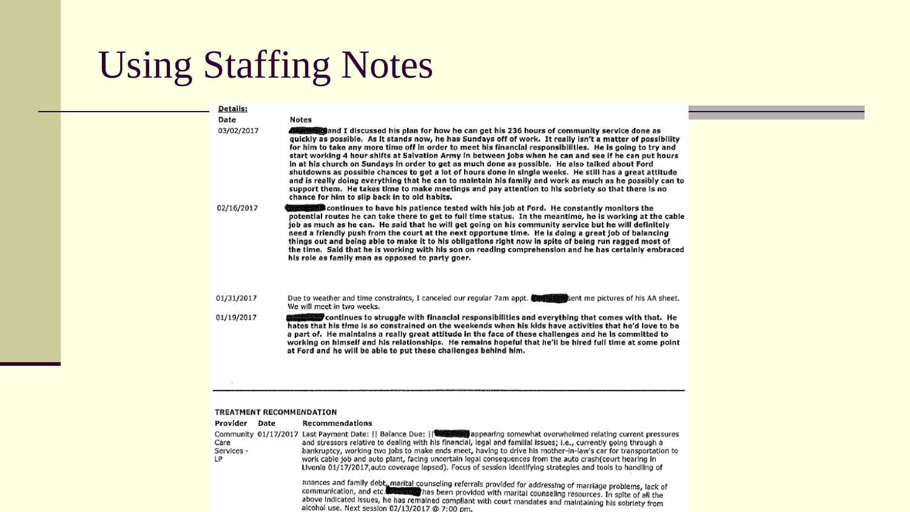# Using Staffing Notes

**Details:**

| Date | Notes |
|---|---|
| 03/02/2017 | and I discussed his plan for how he can get his 236 hours of community service done as quickly as possible. As it stands now, he has Sundays off of work. It really isn't a matter of possibility for him to take any more time off in order to meet his financial responsibilities. He is going to try and start working 4 hour shifts at Salvation Army in between jobs when he can and see if he can put hours in at his church on Sundays in order to get as much done as possible. He also talked about Ford shutdowns as possible chances to get a lot of hours done in single weeks. He still has a great attitude and is really doing everything that he can to maintain his family and work as much as he possibly can to support them. He takes time to make meetings and pay attention to his sobriety so that there is no chance for him to slip back in to old habits. |
| 02/16/2017 | continues to have his patience tested with his job at Ford. He constantly monitors the potential routes he can take there to get to full time status. In the meantime, he is working at the cable job as much as he can. He said that he will get going on his community service but he will definitely need a friendly push from the court at the next opportune time. He is doing a great job of balancing things out and being able to make it to his obligations right now in spite of being run ragged most of the time. Said that he is working with his son on reading comprehension and he has certainly embraced his role as family man as opposed to party goer. |
| 01/31/2017 | Due to weather and time constraints, I canceled our regular 7am appt. sent me pictures of his AA sheet. We will meet in two weeks. |
| 01/19/2017 | continues to struggle with financial responsibilities and everything that comes with that. He hates that his time is so constrained on the weekends when his kids have activities that he'd love to be a part of. He maintains a really great attitude in the face of these challenges and he is committed to working on himself and his relationships. He remains hopeful that he'll be hired full time at some point at Ford and he will be able to put these challenges behind him. |

**TREATMENT RECOMMENDATION**

| Provider | Date | Recommendations |
|---|---|---|
| Community Care Services - LP | 01/17/2017 | Last Payment Date: \|\| Balance Due: \|\| appearing somewhat overwhelmed relating current pressures and stressors relative to dealing with his financial, legal and familial issues; i.e., currently going through a bankruptcy, working two jobs to make ends meet, having to drive his mother-in-law's car for transportation to work cable job and auto plant, facing uncertain legal consequences from the auto crash(court hearing in Livonia 01/17/2017,auto coverage lapsed). Focus of session identifying strategies and tools to handling of finances and family debt, marital counseling referrals provided for addressing of marriage problems, lack of communication, and etc. has been provided with marital counseling resources. In spite of all the above indicated issues, he has remained compliant with court mandates and maintaining his sobriety from alcohol use. Next session 02/13/2017 @ 7:00 pm. |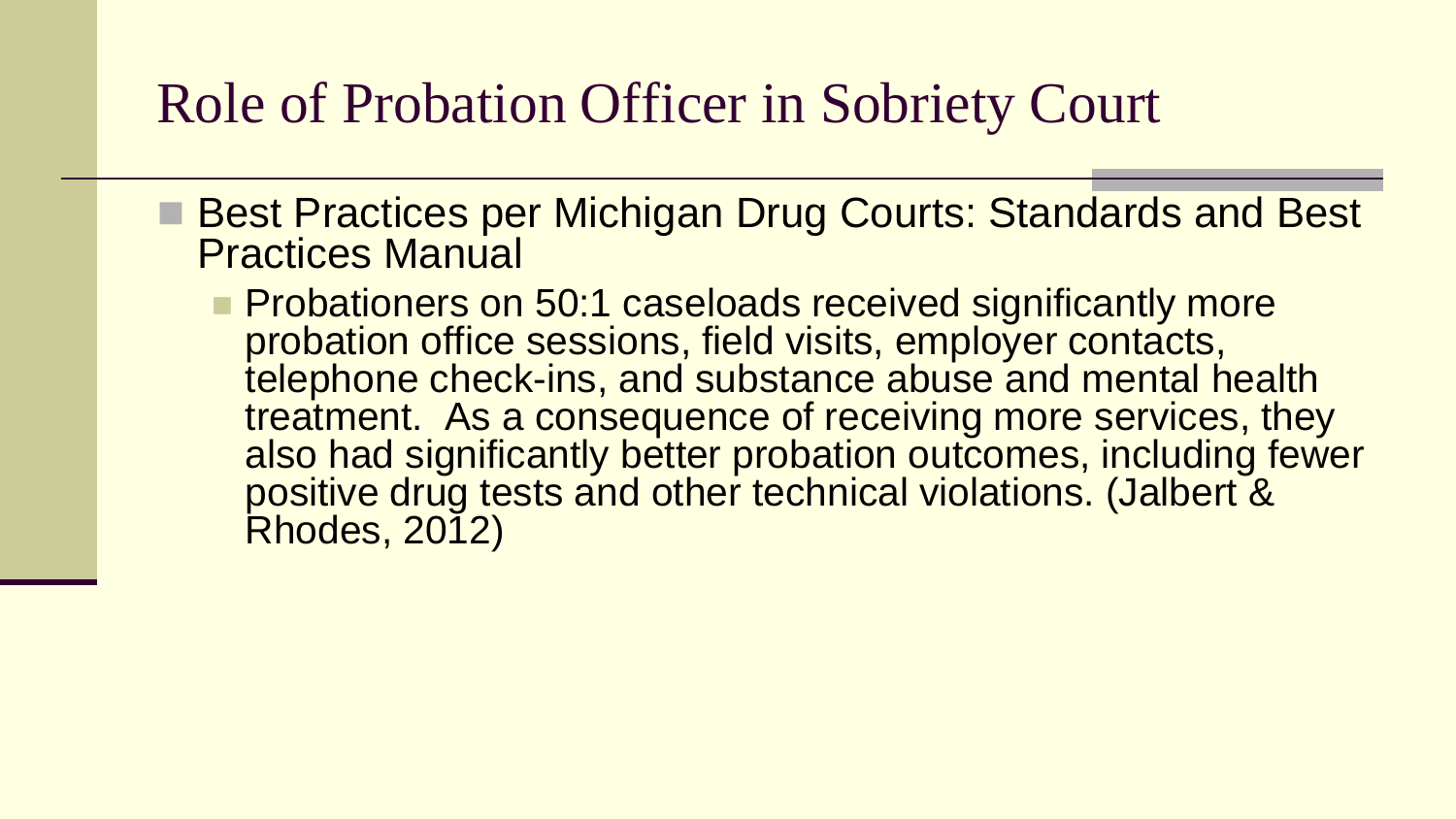# Role of Probation Officer in Sobriety Court

- Best Practices per Michigan Drug Courts: Standards and Best Practices Manual
  - Probationers on 50:1 caseloads received significantly more probation office sessions, field visits, employer contacts, telephone check-ins, and substance abuse and mental health treatment. As a consequence of receiving more services, they also had significantly better probation outcomes, including fewer positive drug tests and other technical violations. (Jalbert & Rhodes, 2012)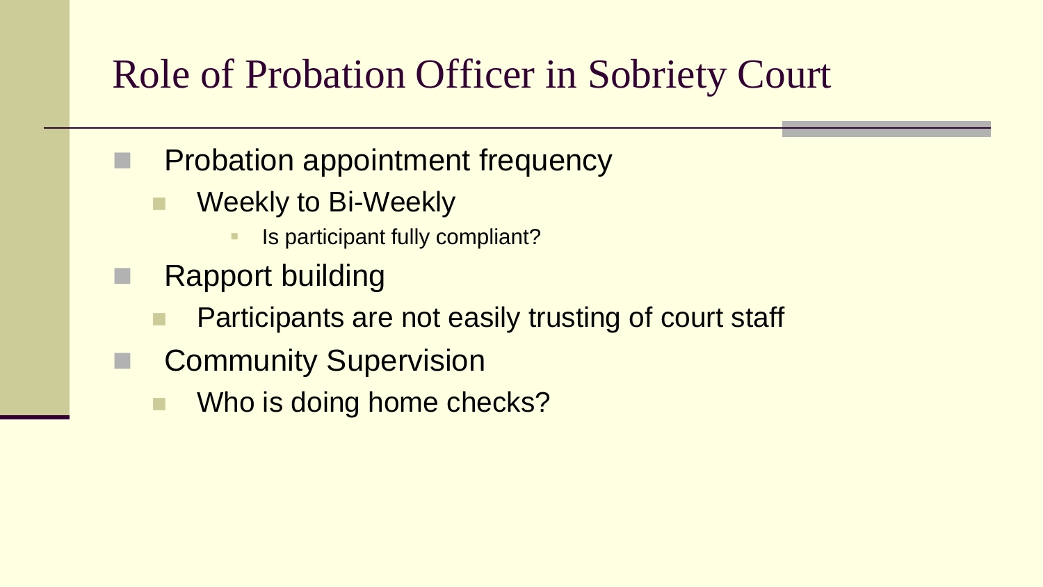# Role of Probation Officer in Sobriety Court

- Probation appointment frequency
  - Weekly to Bi-Weekly
    - Is participant fully compliant?
- Rapport building
  - Participants are not easily trusting of court staff
- Community Supervision
  - Who is doing home checks?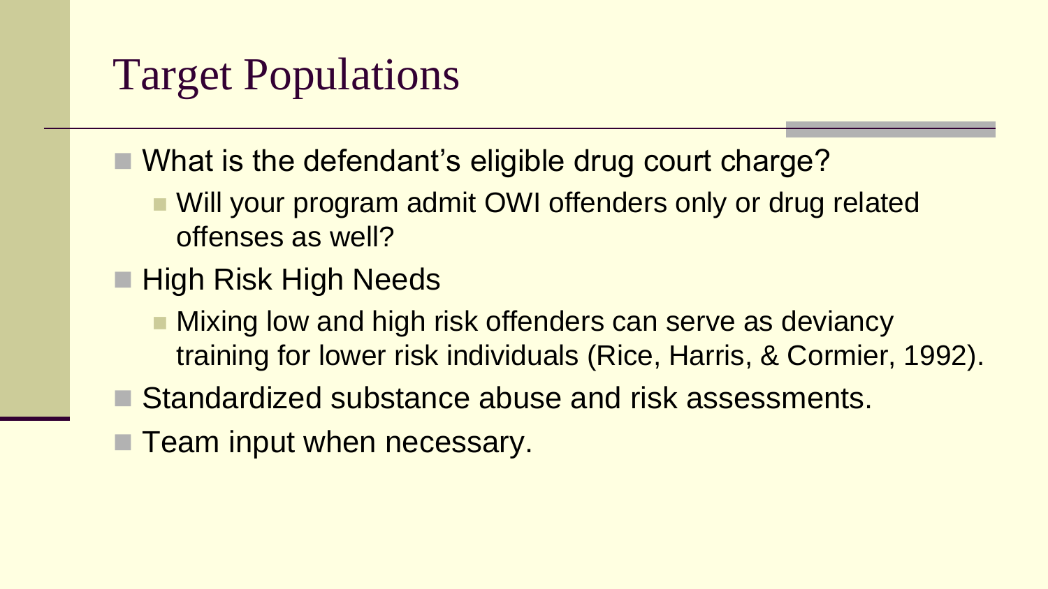# Target Populations

- What is the defendant’s eligible drug court charge?
  - Will your program admit OWI offenders only or drug related offenses as well?
- High Risk High Needs
  - Mixing low and high risk offenders can serve as deviancy training for lower risk individuals (Rice, Harris, & Cormier, 1992).
- Standardized substance abuse and risk assessments.
- Team input when necessary.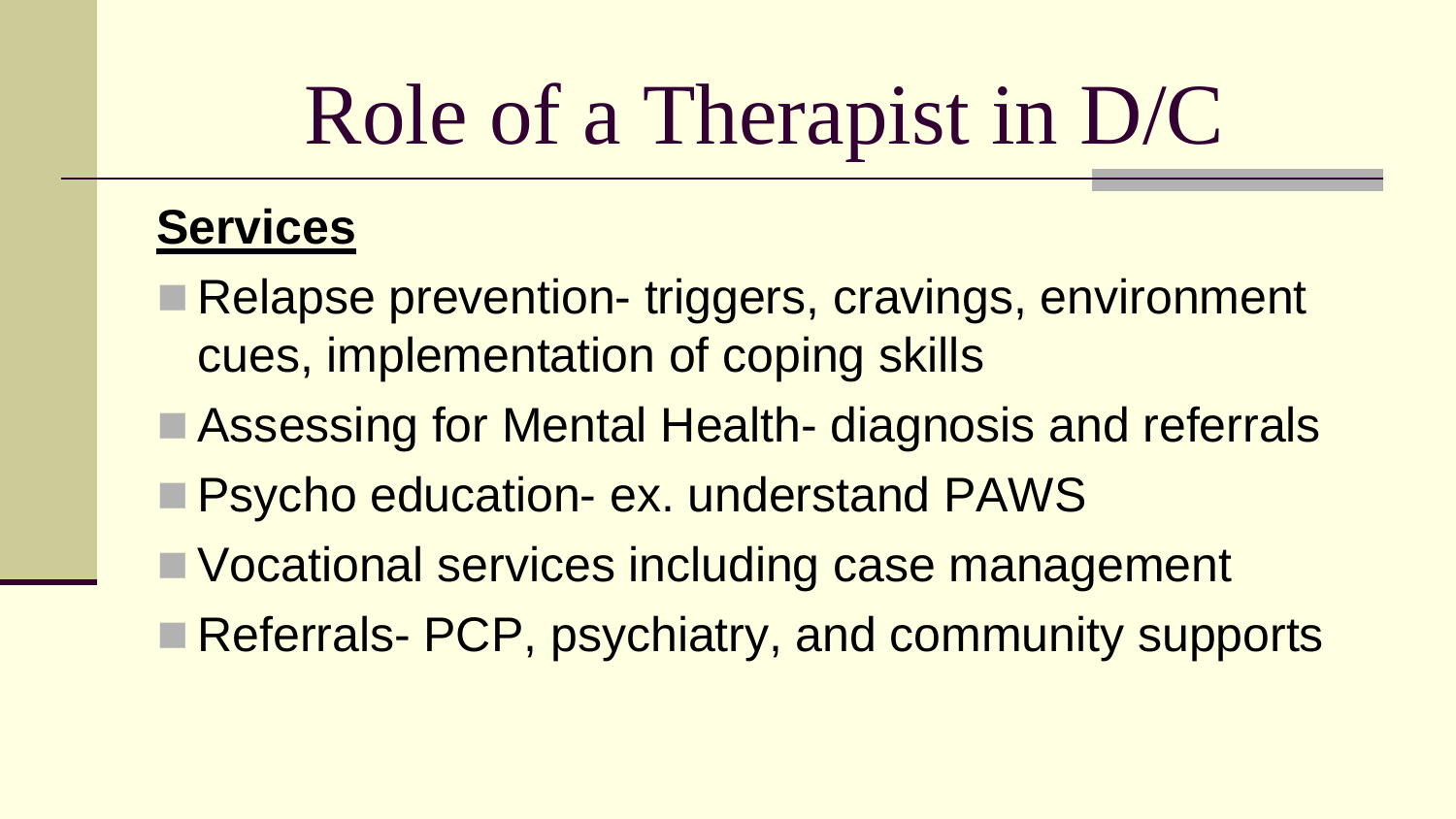# Role of a Therapist in D/C

**Services**

- Relapse prevention- triggers, cravings, environment cues, implementation of coping skills
- Assessing for Mental Health- diagnosis and referrals
- Psycho education- ex. understand PAWS
- Vocational services including case management
- Referrals- PCP, psychiatry, and community supports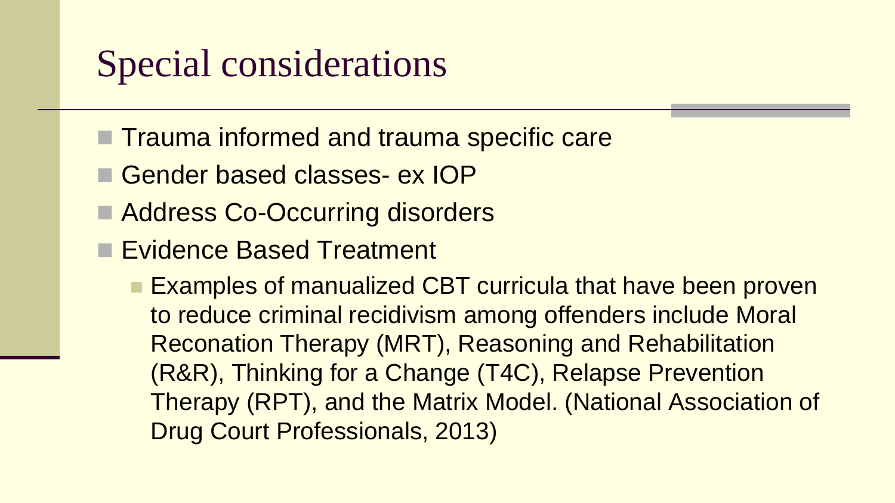# Special considerations

- Trauma informed and trauma specific care
- Gender based classes- ex IOP
- Address Co-Occurring disorders
- Evidence Based Treatment
  - Examples of manualized CBT curricula that have been proven to reduce criminal recidivism among offenders include Moral Reconation Therapy (MRT), Reasoning and Rehabilitation (R&R), Thinking for a Change (T4C), Relapse Prevention Therapy (RPT), and the Matrix Model. (National Association of Drug Court Professionals, 2013)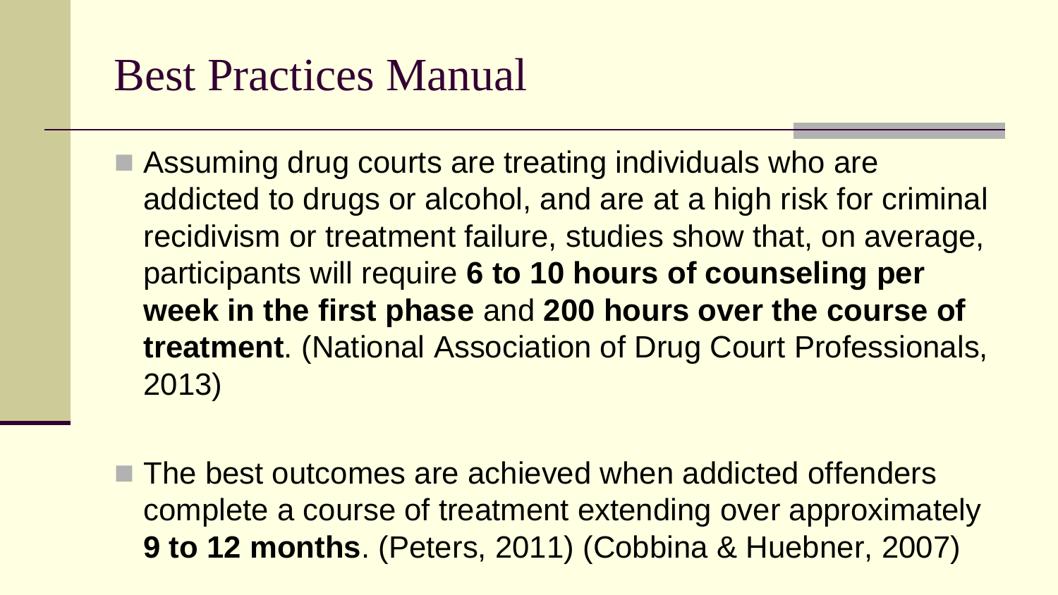# Best Practices Manual

- Assuming drug courts are treating individuals who are addicted to drugs or alcohol, and are at a high risk for criminal recidivism or treatment failure, studies show that, on average, participants will require **6 to 10 hours of counseling per week in the first phase** and **200 hours over the course of treatment**. (National Association of Drug Court Professionals, 2013)

- The best outcomes are achieved when addicted offenders complete a course of treatment extending over approximately **9 to 12 months**. (Peters, 2011) (Cobbina & Huebner, 2007)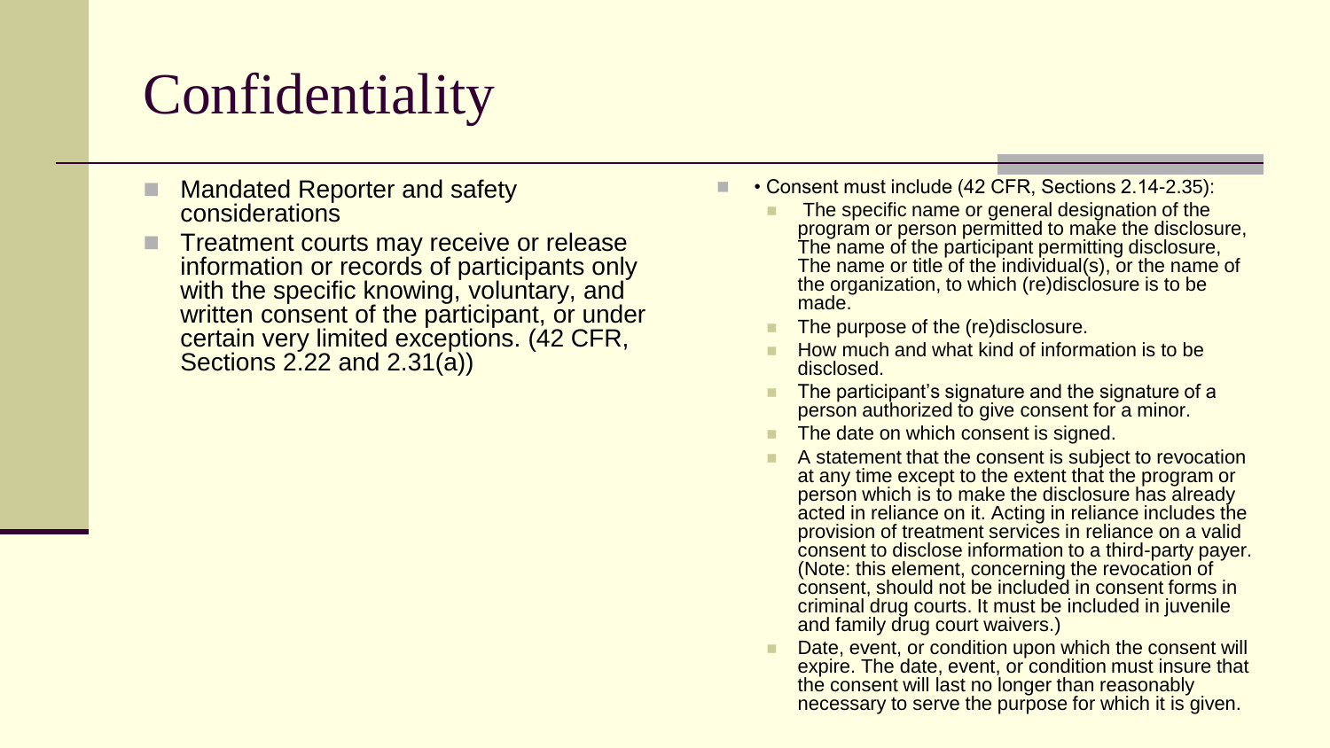# Confidentiality

- Mandated Reporter and safety considerations
- Treatment courts may receive or release information or records of participants only with the specific knowing, voluntary, and written consent of the participant, or under certain very limited exceptions. (42 CFR, Sections 2.22 and 2.31(a))

- • Consent must include (42 CFR, Sections 2.14-2.35):
  - The specific name or general designation of the program or person permitted to make the disclosure, The name of the participant permitting disclosure, The name or title of the individual(s), or the name of the organization, to which (re)disclosure is to be made.
  - The purpose of the (re)disclosure.
  - How much and what kind of information is to be disclosed.
  - The participant's signature and the signature of a person authorized to give consent for a minor.
  - The date on which consent is signed.
  - A statement that the consent is subject to revocation at any time except to the extent that the program or person which is to make the disclosure has already acted in reliance on it. Acting in reliance includes the provision of treatment services in reliance on a valid consent to disclose information to a third-party payer. (Note: this element, concerning the revocation of consent, should not be included in consent forms in criminal drug courts. It must be included in juvenile and family drug court waivers.)
  - Date, event, or condition upon which the consent will expire. The date, event, or condition must insure that the consent will last no longer than reasonably necessary to serve the purpose for which it is given.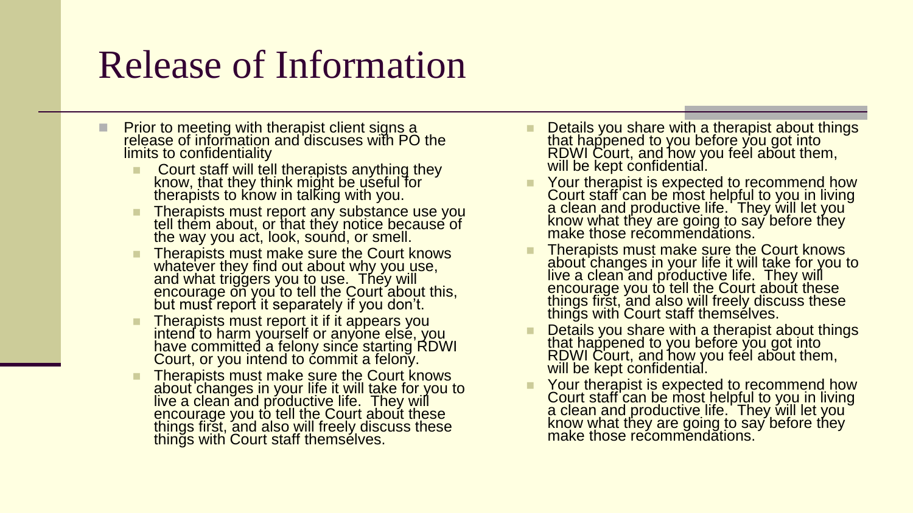# Release of Information

- Prior to meeting with therapist client signs a release of information and discuses with PO the limits to confidentiality
  - Court staff will tell therapists anything they know, that they think might be useful for therapists to know in talking with you.
  - Therapists must report any substance use you tell them about, or that they notice because of the way you act, look, sound, or smell.
  - Therapists must make sure the Court knows whatever they find out about why you use, and what triggers you to use. They will encourage on you to tell the Court about this, but must report it separately if you don't.
  - Therapists must report it if it appears you intend to harm yourself or anyone else, you have committed a felony since starting RDWI Court, or you intend to commit a felony.
  - Therapists must make sure the Court knows about changes in your life it will take for you to live a clean and productive life. They will encourage you to tell the Court about these things first, and also will freely discuss these things with Court staff themselves.
- Details you share with a therapist about things that happened to you before you got into RDWI Court, and how you feel about them, will be kept confidential.
- Your therapist is expected to recommend how Court staff can be most helpful to you in living a clean and productive life. They will let you know what they are going to say before they make those recommendations.
- Therapists must make sure the Court knows about changes in your life it will take for you to live a clean and productive life. They will encourage you to tell the Court about these things first, and also will freely discuss these things with Court staff themselves.
- Details you share with a therapist about things that happened to you before you got into RDWI Court, and how you feel about them, will be kept confidential.
- Your therapist is expected to recommend how Court staff can be most helpful to you in living a clean and productive life. They will let you know what they are going to say before they make those recommendations.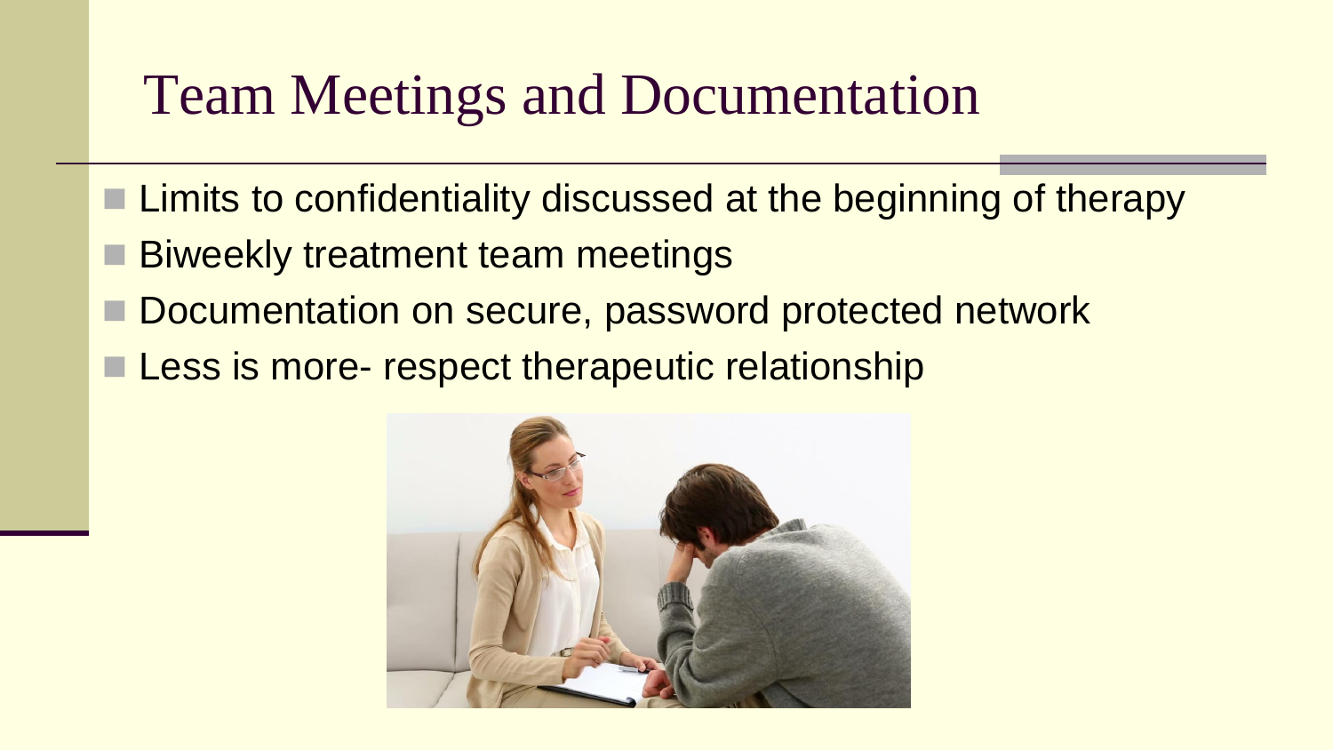# Team Meetings and Documentation

- Limits to confidentiality discussed at the beginning of therapy
- Biweekly treatment team meetings
- Documentation on secure, password protected network
- Less is more- respect therapeutic relationship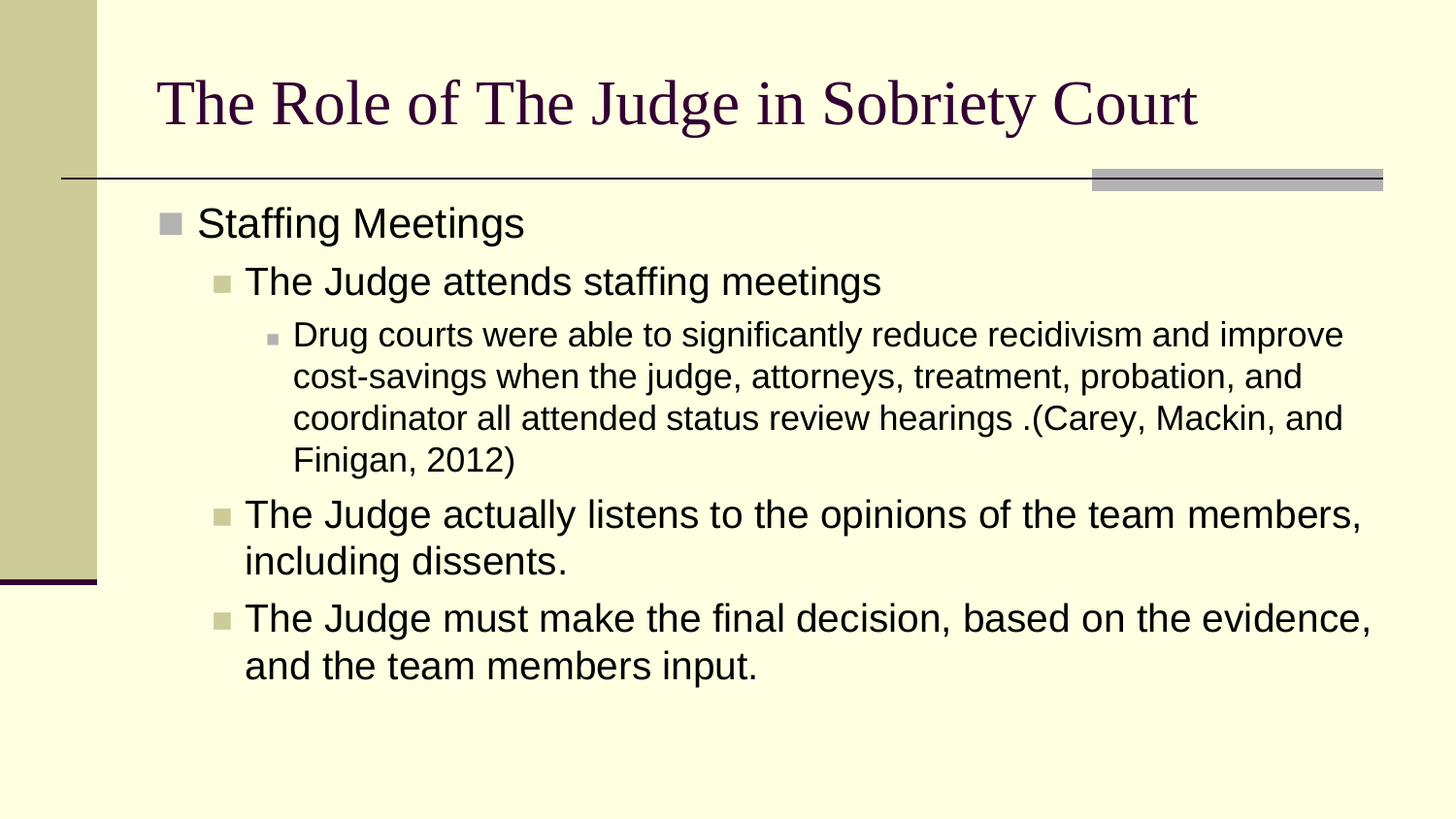# The Role of The Judge in Sobriety Court

- Staffing Meetings
  - The Judge attends staffing meetings
    - Drug courts were able to significantly reduce recidivism and improve cost-savings when the judge, attorneys, treatment, probation, and coordinator all attended status review hearings .(Carey, Mackin, and Finigan, 2012)
  - The Judge actually listens to the opinions of the team members, including dissents.
  - The Judge must make the final decision, based on the evidence, and the team members input.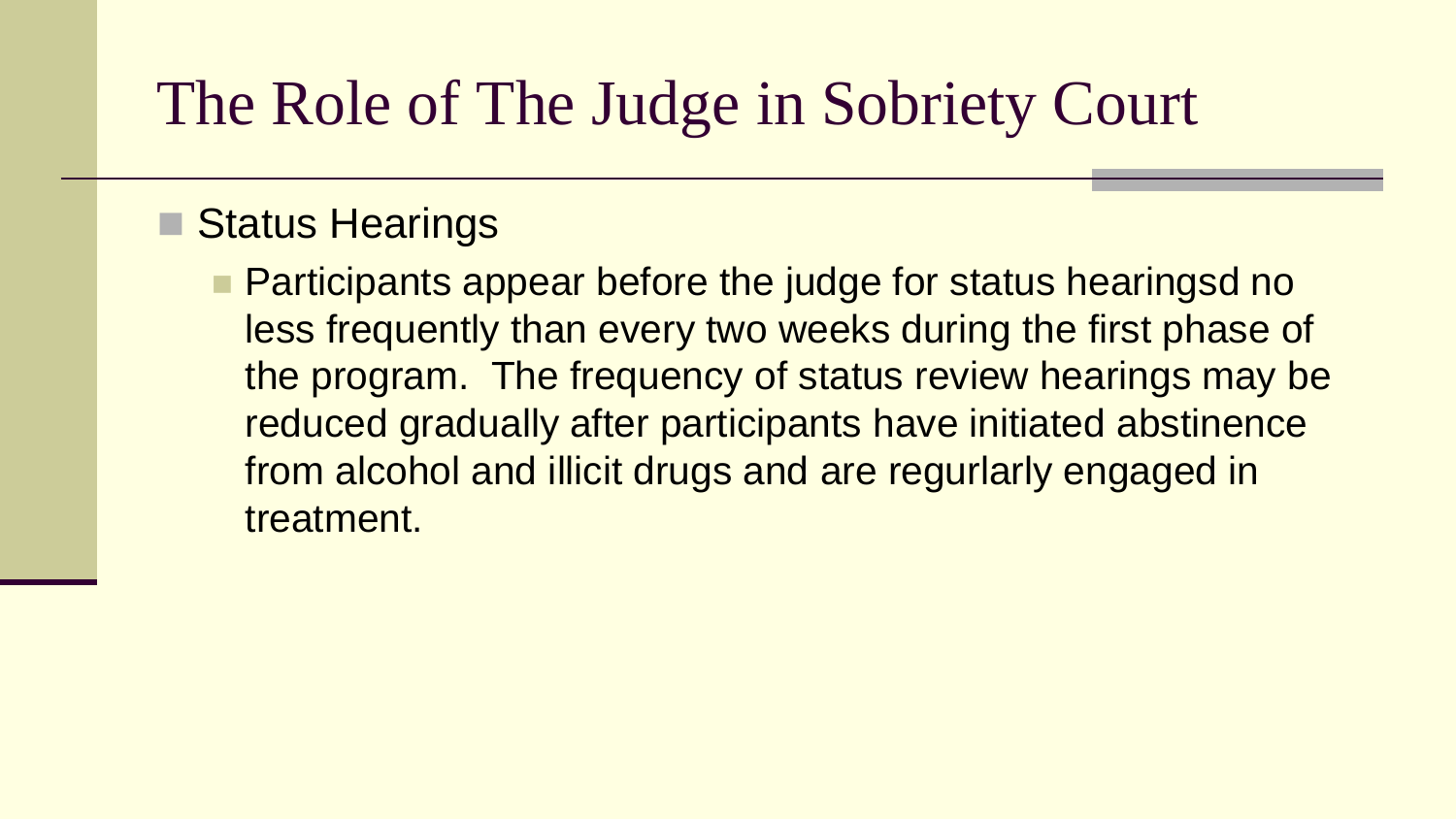# The Role of The Judge in Sobriety Court

- Status Hearings
  - Participants appear before the judge for status hearingsd no less frequently than every two weeks during the first phase of the program. The frequency of status review hearings may be reduced gradually after participants have initiated abstinence from alcohol and illicit drugs and are regurlarly engaged in treatment.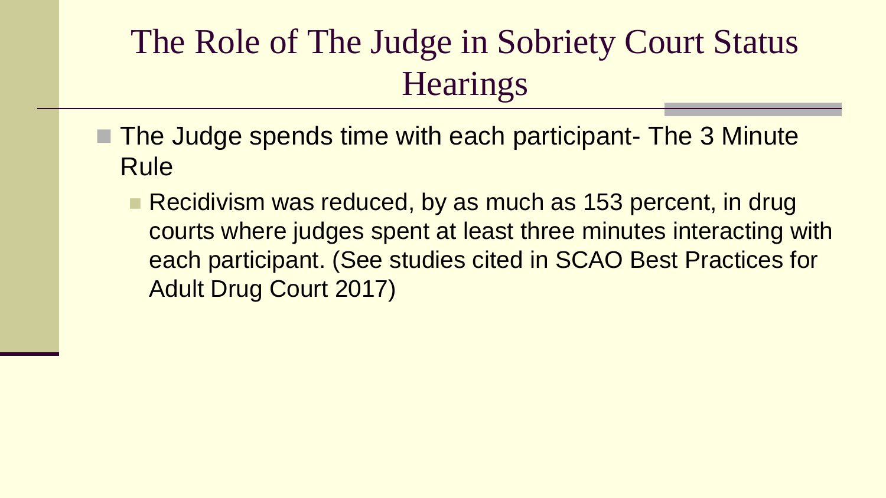# The Role of The Judge in Sobriety Court Status Hearings

- The Judge spends time with each participant- The 3 Minute Rule
  - Recidivism was reduced, by as much as 153 percent, in drug courts where judges spent at least three minutes interacting with each participant. (See studies cited in SCAO Best Practices for Adult Drug Court 2017)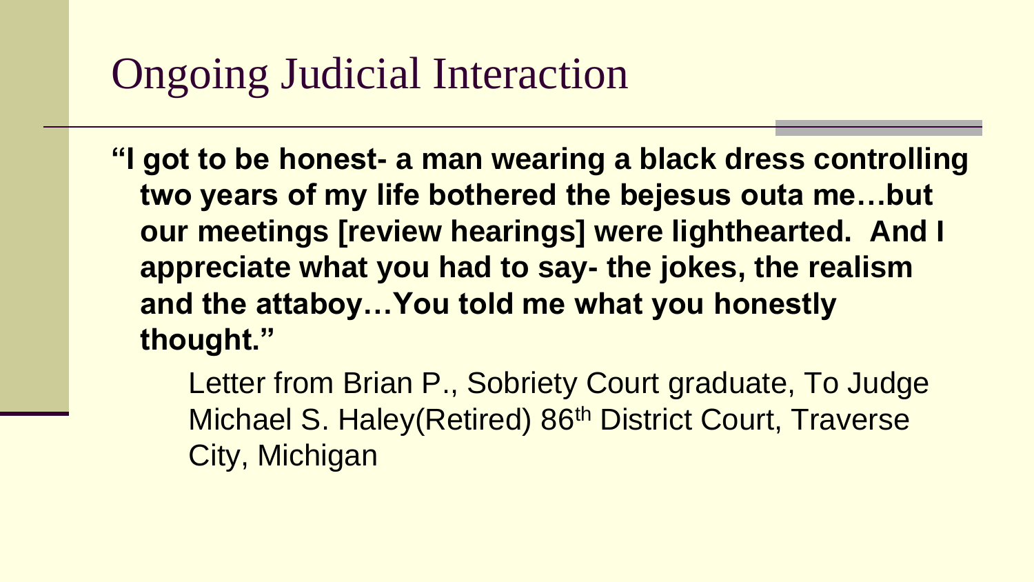# Ongoing Judicial Interaction

**"I got to be honest- a man wearing a black dress controlling two years of my life bothered the bejesus outa me…but our meetings [review hearings] were lighthearted. And I appreciate what you had to say- the jokes, the realism and the attaboy…You told me what you honestly thought."**

Letter from Brian P., Sobriety Court graduate, To Judge Michael S. Haley(Retired) 86th District Court, Traverse City, Michigan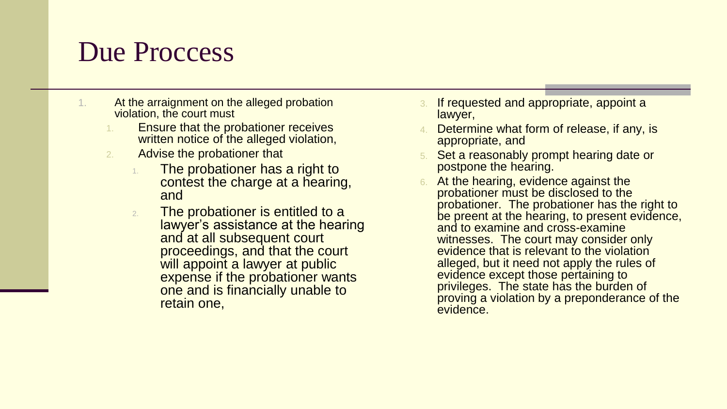# Due Proccess

1. At the arraignment on the alleged probation violation, the court must
   1. Ensure that the probationer receives written notice of the alleged violation,
   2. Advise the probationer that
      1. The probationer has a right to contest the charge at a hearing, and
      2. The probationer is entitled to a lawyer's assistance at the hearing and at all subsequent court proceedings, and that the court will appoint a lawyer at public expense if the probationer wants one and is financially unable to retain one,
   3. If requested and appropriate, appoint a lawyer,
   4. Determine what form of release, if any, is appropriate, and
   5. Set a reasonably prompt hearing date or postpone the hearing.
   6. At the hearing, evidence against the probationer must be disclosed to the probationer. The probationer has the right to be preent at the hearing, to present evidence, and to examine and cross-examine witnesses. The court may consider only evidence that is relevant to the violation alleged, but it need not apply the rules of evidence except those pertaining to privileges. The state has the burden of proving a violation by a preponderance of the evidence.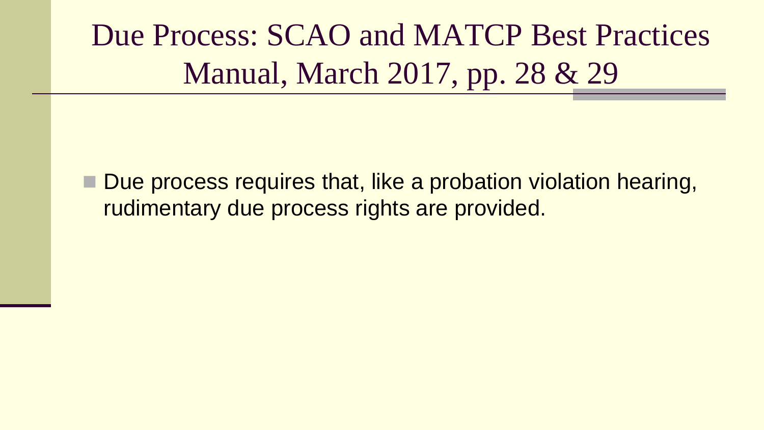# Due Process: SCAO and MATCP Best Practices Manual, March 2017, pp. 28 & 29

- Due process requires that, like a probation violation hearing, rudimentary due process rights are provided.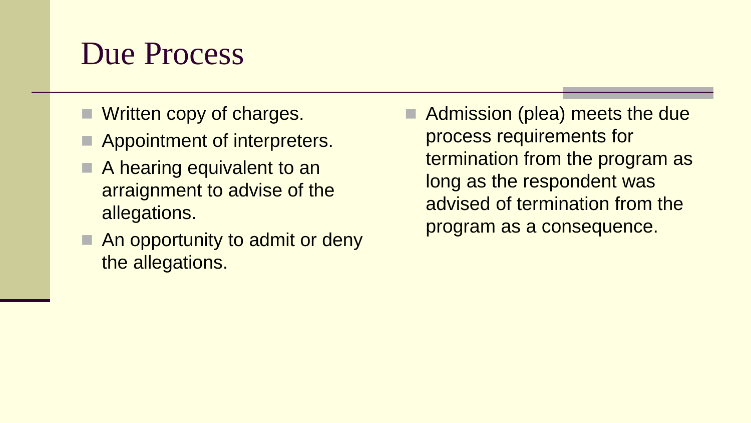# Due Process

- Written copy of charges.
- Appointment of interpreters.
- A hearing equivalent to an arraignment to advise of the allegations.
- An opportunity to admit or deny the allegations.
- Admission (plea) meets the due process requirements for termination from the program as long as the respondent was advised of termination from the program as a consequence.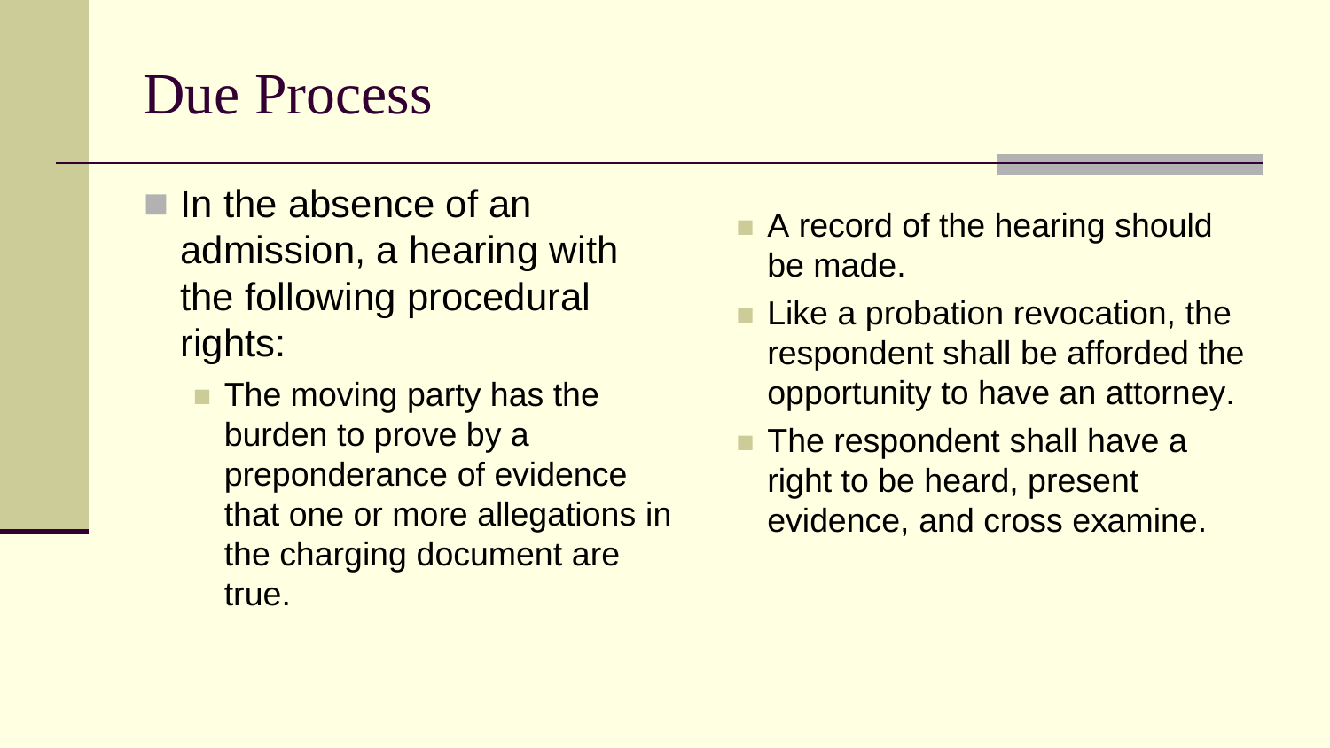# Due Process

- In the absence of an admission, a hearing with the following procedural rights:
  - The moving party has the burden to prove by a preponderance of evidence that one or more allegations in the charging document are true.
- A record of the hearing should be made.
- Like a probation revocation, the respondent shall be afforded the opportunity to have an attorney.
- The respondent shall have a right to be heard, present evidence, and cross examine.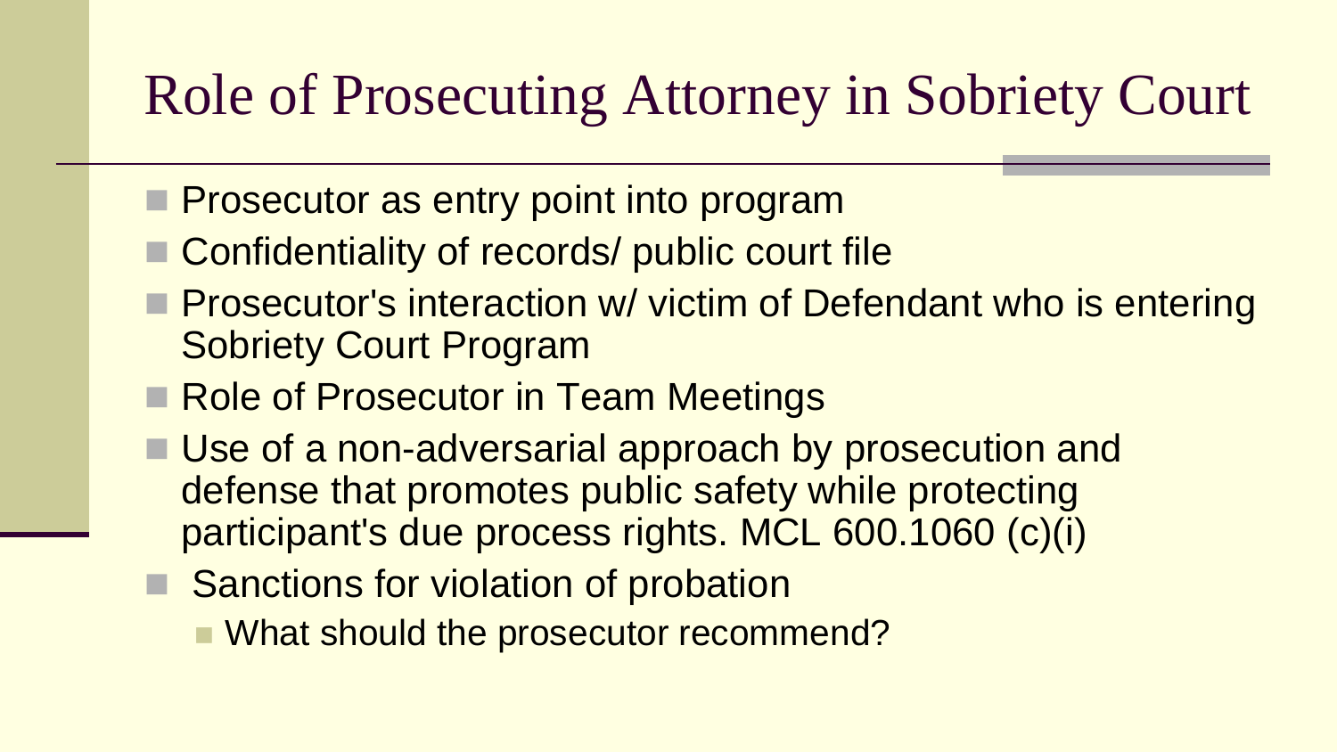# Role of Prosecuting Attorney in Sobriety Court

- Prosecutor as entry point into program
- Confidentiality of records/ public court file
- Prosecutor's interaction w/ victim of Defendant who is entering Sobriety Court Program
- Role of Prosecutor in Team Meetings
- Use of a non-adversarial approach by prosecution and defense that promotes public safety while protecting participant's due process rights. MCL 600.1060 (c)(i)
- Sanctions for violation of probation
  - What should the prosecutor recommend?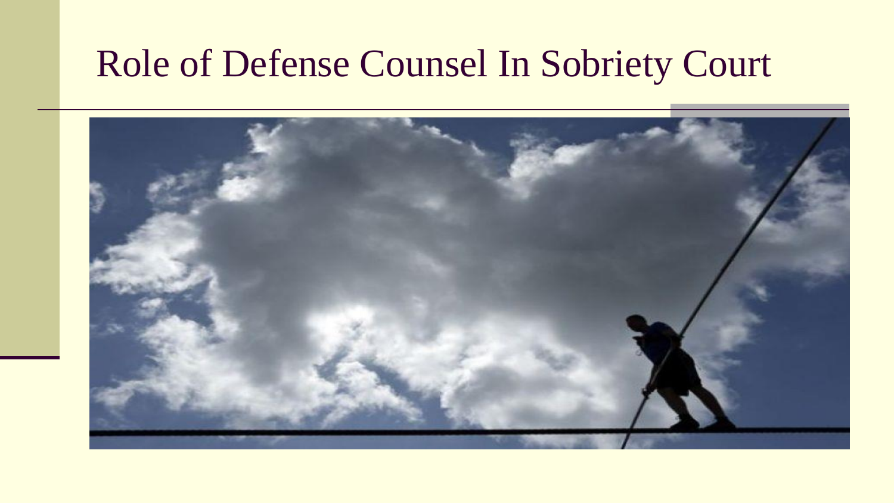# Role of Defense Counsel In Sobriety Court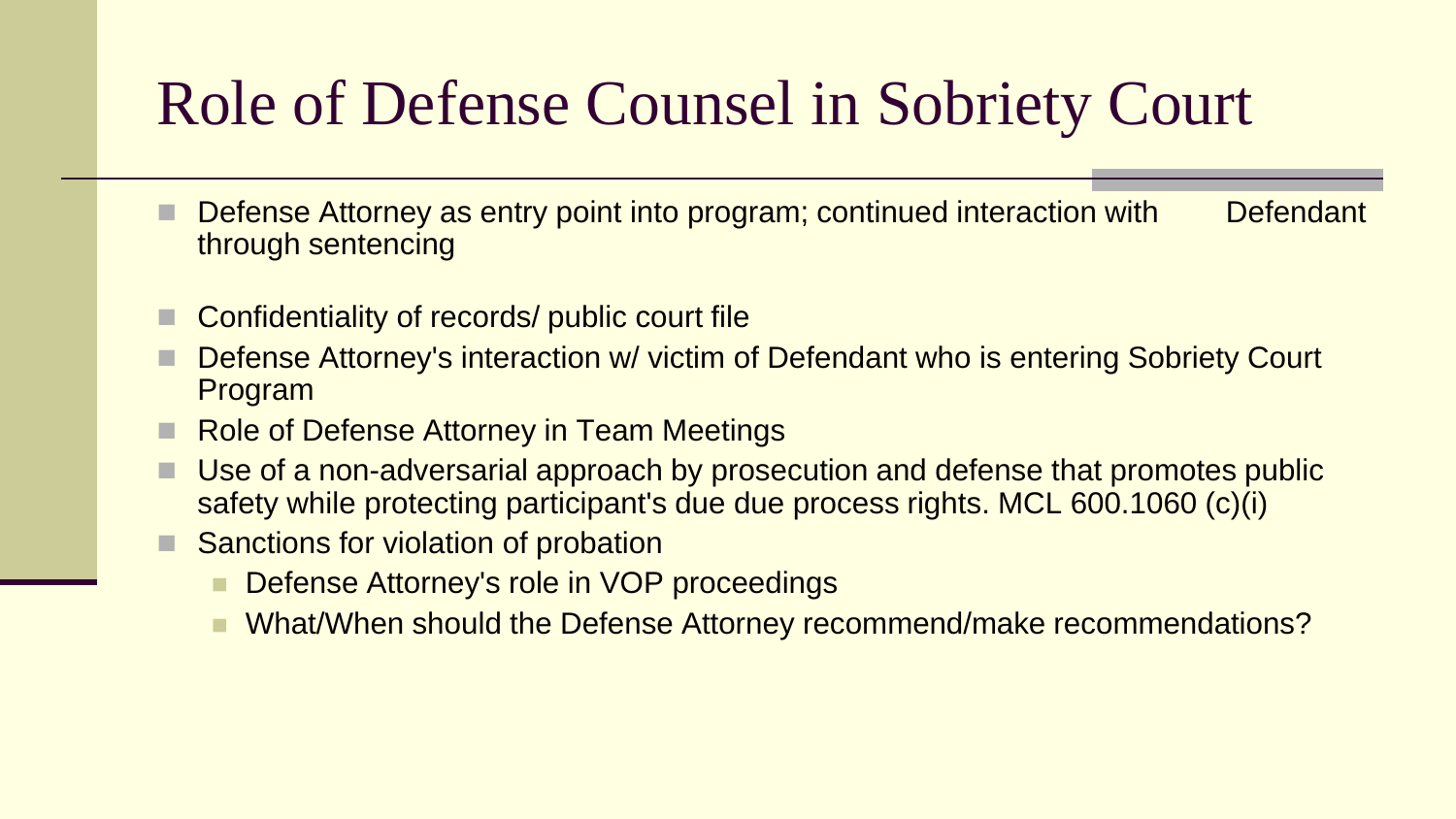# Role of Defense Counsel in Sobriety Court

- Defense Attorney as entry point into program; continued interaction with Defendant through sentencing
- Confidentiality of records/ public court file
- Defense Attorney's interaction w/ victim of Defendant who is entering Sobriety Court Program
- Role of Defense Attorney in Team Meetings
- Use of a non-adversarial approach by prosecution and defense that promotes public safety while protecting participant's due due process rights. MCL 600.1060 (c)(i)
- Sanctions for violation of probation
  - Defense Attorney's role in VOP proceedings
  - What/When should the Defense Attorney recommend/make recommendations?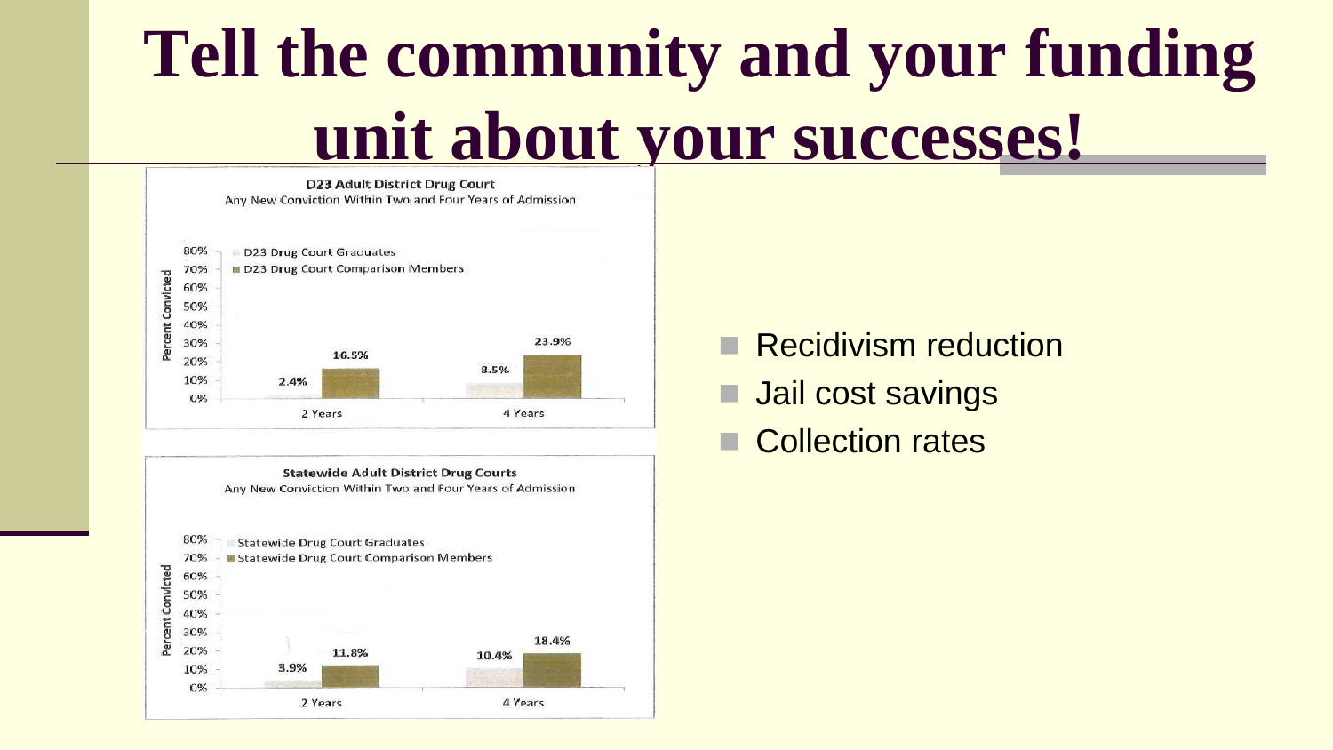# Tell the community and your funding unit about your successes!

**D23 Adult District Drug Court**
Any New Conviction Within Two and Four Years of Admission

| | D23 Drug Court Graduates | D23 Drug Court Comparison Members |
|---|---|---|
| 2 Years | 2.4% | 16.5% |
| 4 Years | 8.5% | 23.9% |

**Statewide Adult District Drug Courts**
Any New Conviction Within Two and Four Years of Admission

| | Statewide Drug Court Graduates | Statewide Drug Court Comparison Members |
|---|---|---|
| 2 Years | 3.9% | 11.8% |
| 4 Years | 10.4% | 18.4% |

- Recidivism reduction
- Jail cost savings
- Collection rates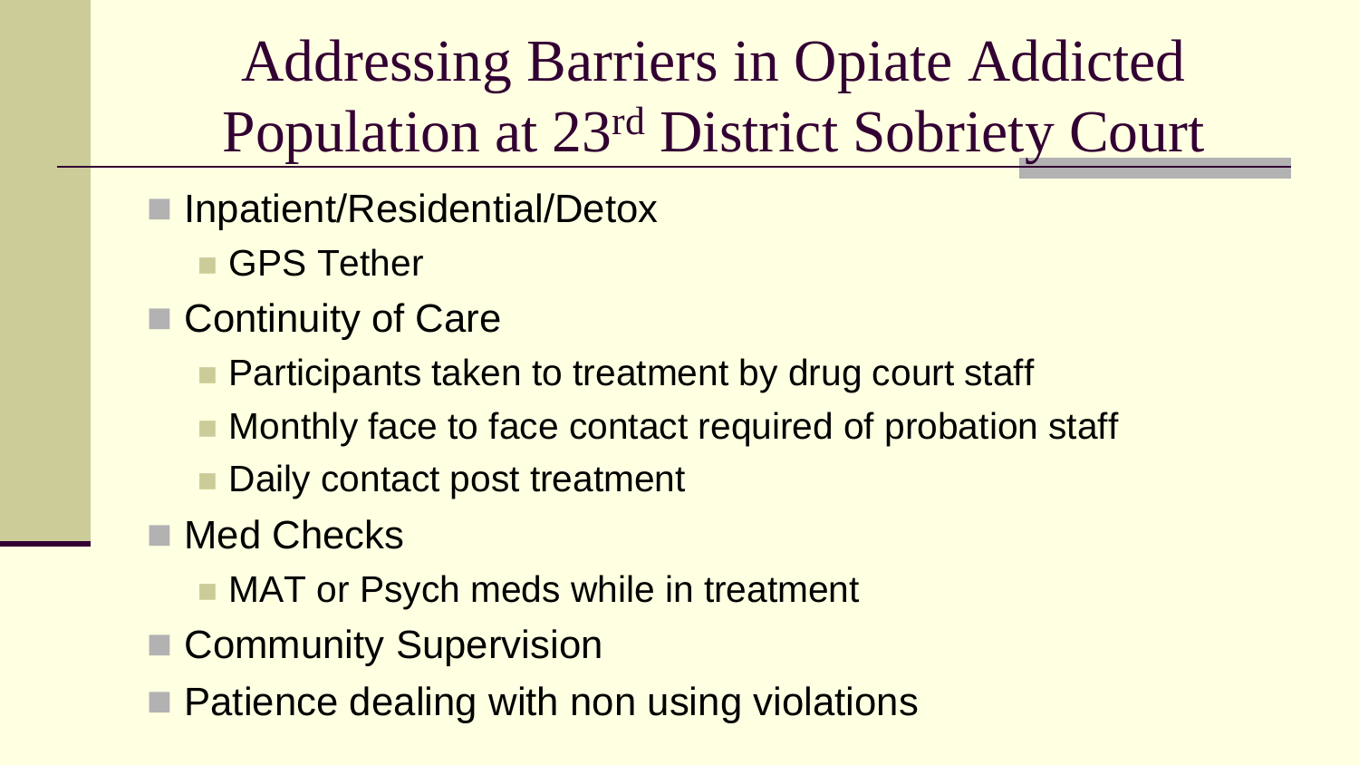# Addressing Barriers in Opiate Addicted Population at 23rd District Sobriety Court

- Inpatient/Residential/Detox
  - GPS Tether
- Continuity of Care
  - Participants taken to treatment by drug court staff
  - Monthly face to face contact required of probation staff
  - Daily contact post treatment
- Med Checks
  - MAT or Psych meds while in treatment
- Community Supervision
- Patience dealing with non using violations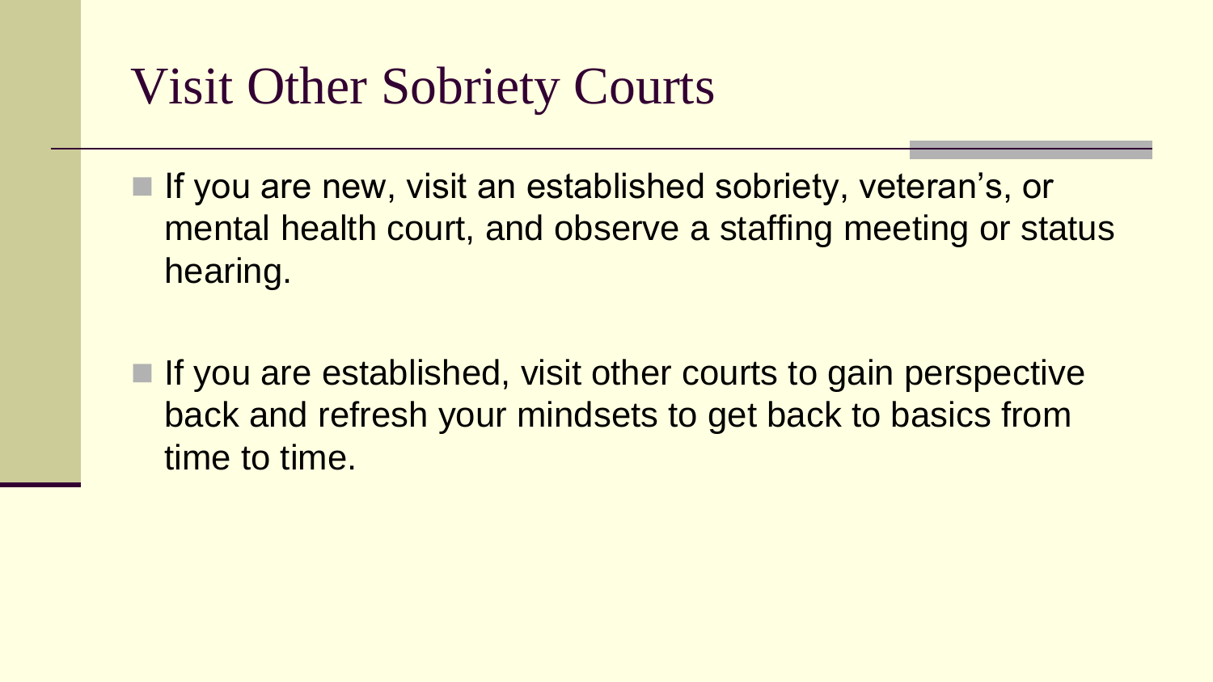# Visit Other Sobriety Courts

- If you are new, visit an established sobriety, veteran's, or mental health court, and observe a staffing meeting or status hearing.

- If you are established, visit other courts to gain perspective back and refresh your mindsets to get back to basics from time to time.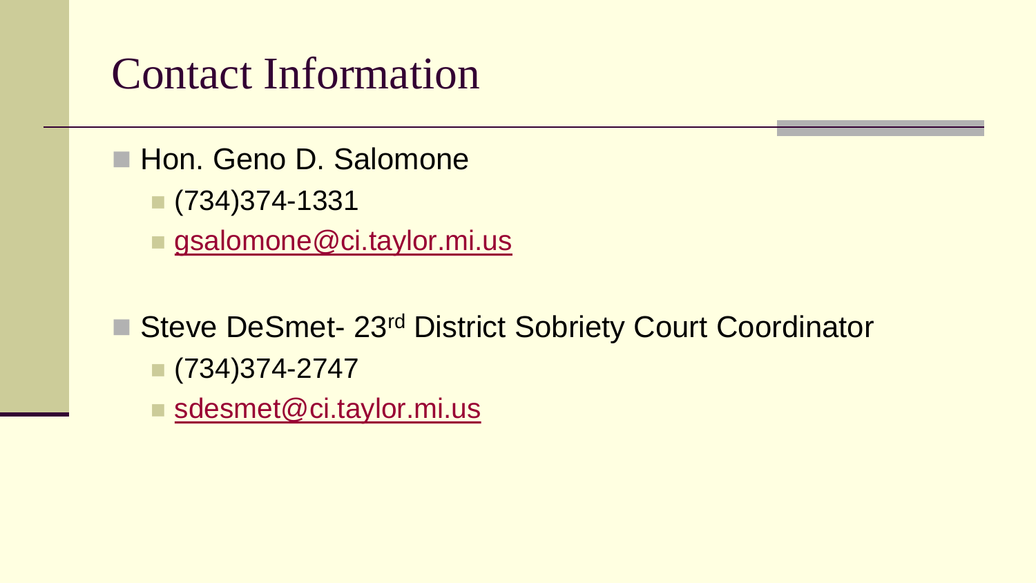# Contact Information

- Hon. Geno D. Salomone
  - (734)374-1331
  - gsalomone@ci.taylor.mi.us

- Steve DeSmet- 23rd District Sobriety Court Coordinator
  - (734)374-2747
  - sdesmet@ci.taylor.mi.us